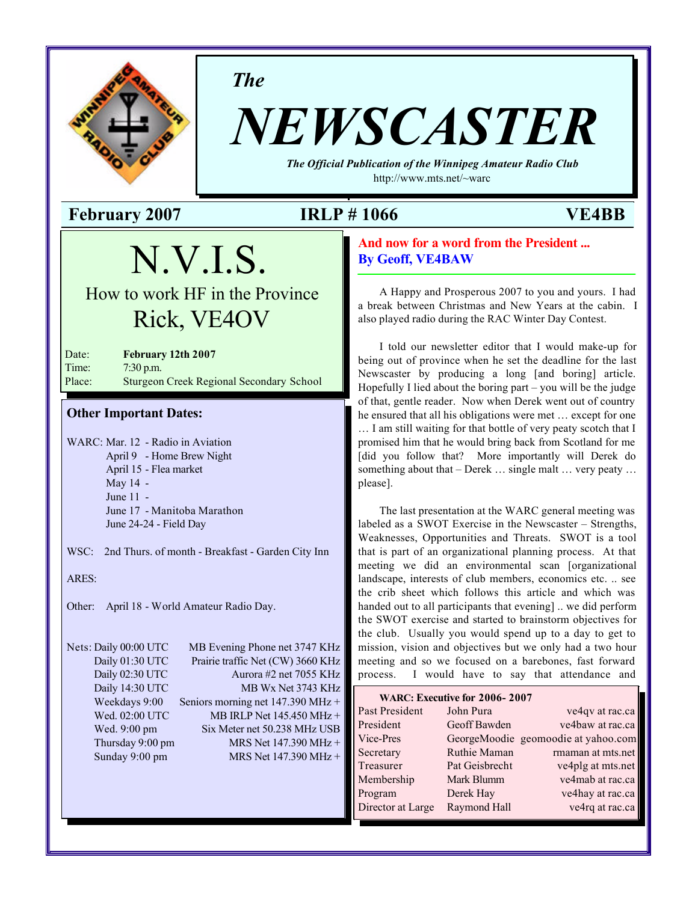*The*

# NEWSCASTER

***The Official Publication of the Winnipeg Amateur Radio Club***

http://www.mts.net/~warc

**February 2007** **IRLP # 1066** **VE4BB**

# N.V.I.S.

## How to work HF in the Province

## Rick, VE4OV

| | |
|---|---|
| Date: | **February 12th 2007** |
| Time: | 7:30 p.m. |
| Place: | Sturgeon Creek Regional Secondary School |

### Other Important Dates:

WARC: Mar. 12 - Radio in Aviation
April 9 - Home Brew Night
April 15 - Flea market
May 14 -
June 11 -
June 17 - Manitoba Marathon
June 24-24 - Field Day

WSC: 2nd Thurs. of month - Breakfast - Garden City Inn

ARES:

Other: April 18 - World Amateur Radio Day.

| Nets: | |
|---|---|
| Daily 00:00 UTC | MB Evening Phone net 3747 KHz |
| Daily 01:30 UTC | Prairie traffic Net (CW) 3660 KHz |
| Daily 02:30 UTC | Aurora #2 net 7055 KHz |
| Daily 14:30 UTC | MB Wx Net 3743 KHz |
| Weekdays 9:00 | Seniors morning net 147.390 MHz + |
| Wed. 02:00 UTC | MB IRLP Net 145.450 MHz + |
| Wed. 9:00 pm | Six Meter net 50.238 MHz USB |
| Thursday 9:00 pm | MRS Net 147.390 MHz + |
| Sunday 9:00 pm | MRS Net 147.390 MHz + |

## And now for a word from the President ...
### By Geoff, VE4BAW

A Happy and Prosperous 2007 to you and yours. I had a break between Christmas and New Years at the cabin. I also played radio during the RAC Winter Day Contest.

I told our newsletter editor that I would make-up for being out of province when he set the deadline for the last Newscaster by producing a long [and boring] article. Hopefully I lied about the boring part – you will be the judge of that, gentle reader. Now when Derek went out of country he ensured that all his obligations were met … except for one … I am still waiting for that bottle of very peaty scotch that I promised him that he would bring back from Scotland for me [did you follow that? More importantly will Derek do something about that – Derek … single malt … very peaty … please].

The last presentation at the WARC general meeting was labeled as a SWOT Exercise in the Newscaster – Strengths, Weaknesses, Opportunities and Threats. SWOT is a tool that is part of an organizational planning process. At that meeting we did an environmental scan [organizational landscape, interests of club members, economics etc. .. see the crib sheet which follows this article and which was handed out to all participants that evening] .. we did perform the SWOT exercise and started to brainstorm objectives for the club. Usually you would spend up to a day to get to mission, vision and objectives but we only had a two hour meeting and so we focused on a barebones, fast forward process. I would have to say that attendance and

**WARC: Executive for 2006- 2007**

| | | |
|---|---|---|
| Past President | John Pura | ve4qv at rac.ca |
| President | Geoff Bawden | ve4baw at rac.ca |
| Vice-Pres | GeorgeMoodie | geomoodie at yahoo.com |
| Secretary | Ruthie Maman | rmaman at mts.net |
| Treasurer | Pat Geisbrecht | ve4plg at mts.net |
| Membership | Mark Blumm | ve4mab at rac.ca |
| Program | Derek Hay | ve4hay at rac.ca |
| Director at Large | Raymond Hall | ve4rq at rac.ca |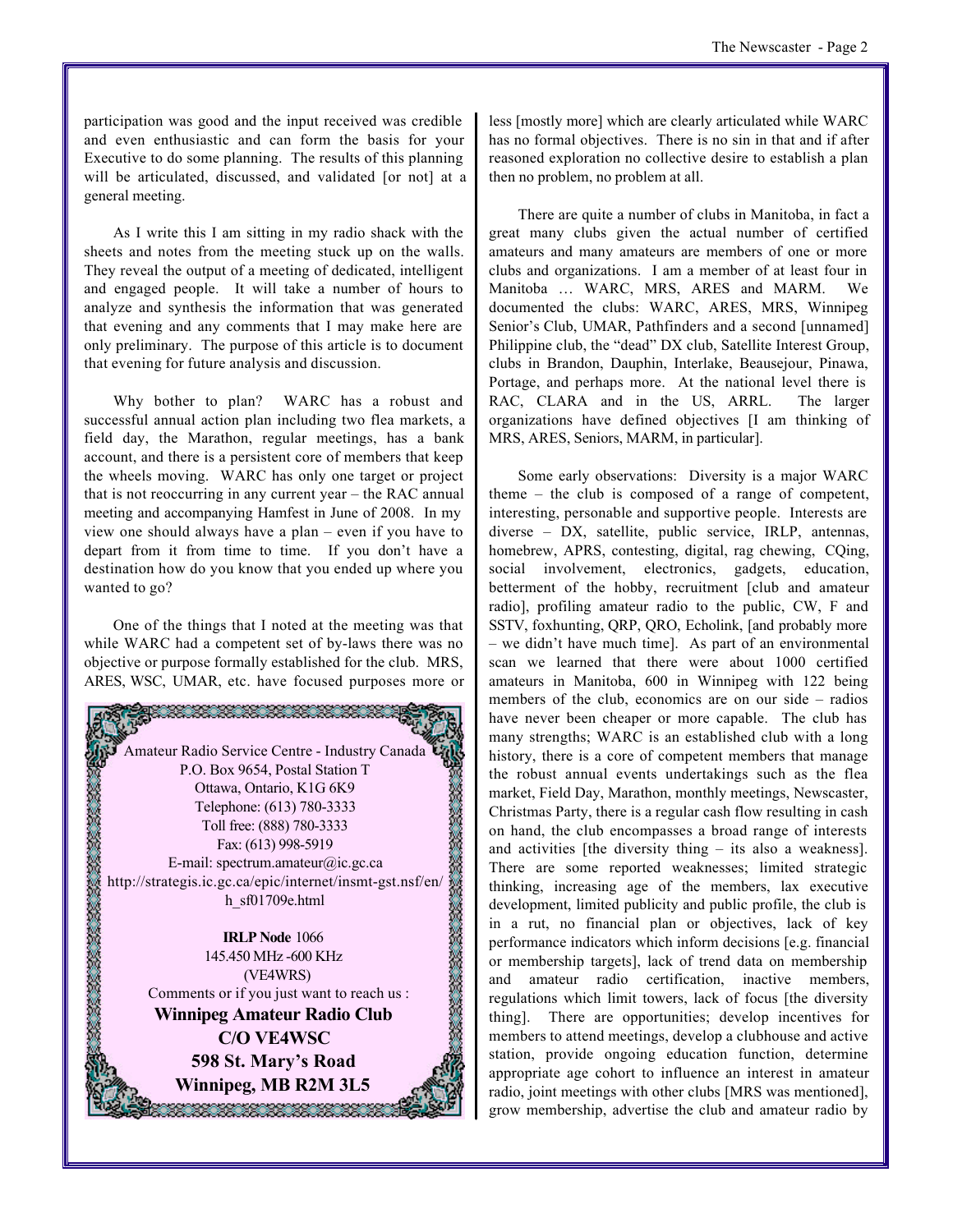participation was good and the input received was credible and even enthusiastic and can form the basis for your Executive to do some planning. The results of this planning will be articulated, discussed, and validated [or not] at a general meeting.

As I write this I am sitting in my radio shack with the sheets and notes from the meeting stuck up on the walls. They reveal the output of a meeting of dedicated, intelligent and engaged people. It will take a number of hours to analyze and synthesis the information that was generated that evening and any comments that I may make here are only preliminary. The purpose of this article is to document that evening for future analysis and discussion.

Why bother to plan? WARC has a robust and successful annual action plan including two flea markets, a field day, the Marathon, regular meetings, has a bank account, and there is a persistent core of members that keep the wheels moving. WARC has only one target or project that is not reoccurring in any current year – the RAC annual meeting and accompanying Hamfest in June of 2008. In my view one should always have a plan – even if you have to depart from it from time to time. If you don't have a destination how do you know that you ended up where you wanted to go?

One of the things that I noted at the meeting was that while WARC had a competent set of by-laws there was no objective or purpose formally established for the club. MRS, ARES, WSC, UMAR, etc. have focused purposes more or less [mostly more] which are clearly articulated while WARC has no formal objectives. There is no sin in that and if after reasoned exploration no collective desire to establish a plan then no problem, no problem at all.

There are quite a number of clubs in Manitoba, in fact a great many clubs given the actual number of certified amateurs and many amateurs are members of one or more clubs and organizations. I am a member of at least four in Manitoba … WARC, MRS, ARES and MARM. We documented the clubs: WARC, ARES, MRS, Winnipeg Senior's Club, UMAR, Pathfinders and a second [unnamed] Philippine club, the "dead" DX club, Satellite Interest Group, clubs in Brandon, Dauphin, Interlake, Beausejour, Pinawa, Portage, and perhaps more. At the national level there is RAC, CLARA and in the US, ARRL. The larger organizations have defined objectives [I am thinking of MRS, ARES, Seniors, MARM, in particular].

Some early observations: Diversity is a major WARC theme – the club is composed of a range of competent, interesting, personable and supportive people. Interests are diverse – DX, satellite, public service, IRLP, antennas, homebrew, APRS, contesting, digital, rag chewing, CQing, social involvement, electronics, gadgets, education, betterment of the hobby, recruitment [club and amateur radio], profiling amateur radio to the public, CW, F and SSTV, foxhunting, QRP, QRO, Echolink, [and probably more – we didn't have much time]. As part of an environmental scan we learned that there were about 1000 certified amateurs in Manitoba, 600 in Winnipeg with 122 being members of the club, economics are on our side – radios have never been cheaper or more capable. The club has many strengths; WARC is an established club with a long history, there is a core of competent members that manage the robust annual events undertakings such as the flea market, Field Day, Marathon, monthly meetings, Newscaster, Christmas Party, there is a regular cash flow resulting in cash on hand, the club encompasses a broad range of interests and activities [the diversity thing – its also a weakness]. There are some reported weaknesses; limited strategic thinking, increasing age of the members, lax executive development, limited publicity and public profile, the club is in a rut, no financial plan or objectives, lack of key performance indicators which inform decisions [e.g. financial or membership targets], lack of trend data on membership and amateur radio certification, inactive members, regulations which limit towers, lack of focus [the diversity thing]. There are opportunities; develop incentives for members to attend meetings, develop a clubhouse and active station, provide ongoing education function, determine appropriate age cohort to influence an interest in amateur radio, joint meetings with other clubs [MRS was mentioned], grow membership, advertise the club and amateur radio by

---

Amateur Radio Service Centre - Industry Canada
P.O. Box 9654, Postal Station T
Ottawa, Ontario, K1G 6K9
Telephone: (613) 780-3333
Toll free: (888) 780-3333
Fax: (613) 998-5919
E-mail: spectrum.amateur@ic.gc.ca
http://strategis.ic.gc.ca/epic/internet/insmt-gst.nsf/en/h_sf01709e.html

**IRLP Node** 1066
145.450 MHz -600 KHz
(VE4WRS)
Comments or if you just want to reach us :

**Winnipeg Amateur Radio Club**
**C/O VE4WSC**
**598 St. Mary's Road**
**Winnipeg, MB R2M 3L5**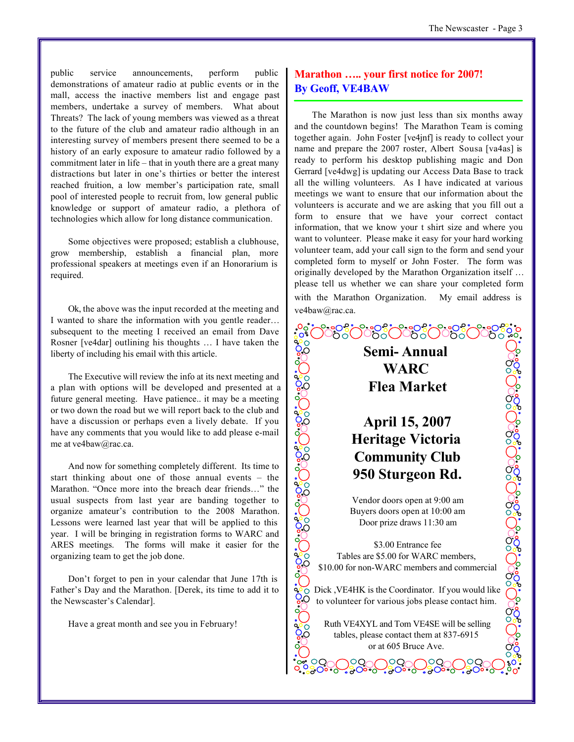public service announcements, perform public demonstrations of amateur radio at public events or in the mall, access the inactive members list and engage past members, undertake a survey of members. What about Threats? The lack of young members was viewed as a threat to the future of the club and amateur radio although in an interesting survey of members present there seemed to be a history of an early exposure to amateur radio followed by a commitment later in life – that in youth there are a great many distractions but later in one's thirties or better the interest reached fruition, a low member's participation rate, small pool of interested people to recruit from, low general public knowledge or support of amateur radio, a plethora of technologies which allow for long distance communication.

Some objectives were proposed; establish a clubhouse, grow membership, establish a financial plan, more professional speakers at meetings even if an Honorarium is required.

Ok, the above was the input recorded at the meeting and I wanted to share the information with you gentle reader… subsequent to the meeting I received an email from Dave Rosner [ve4dar] outlining his thoughts … I have taken the liberty of including his email with this article.

The Executive will review the info at its next meeting and a plan with options will be developed and presented at a future general meeting. Have patience.. it may be a meeting or two down the road but we will report back to the club and have a discussion or perhaps even a lively debate. If you have any comments that you would like to add please e-mail me at ve4baw@rac.ca.

And now for something completely different. Its time to start thinking about one of those annual events – the Marathon. "Once more into the breach dear friends…" the usual suspects from last year are banding together to organize amateur's contribution to the 2008 Marathon. Lessons were learned last year that will be applied to this year. I will be bringing in registration forms to WARC and ARES meetings. The forms will make it easier for the organizing team to get the job done.

Don't forget to pen in your calendar that June 17th is Father's Day and the Marathon. [Derek, its time to add it to the Newscaster's Calendar].

Have a great month and see you in February!

## Marathon ….. your first notice for 2007!
## By Geoff, VE4BAW

The Marathon is now just less than six months away and the countdown begins! The Marathon Team is coming together again. John Foster [ve4jnf] is ready to collect your name and prepare the 2007 roster, Albert Sousa [va4as] is ready to perform his desktop publishing magic and Don Gerrard [ve4dwg] is updating our Access Data Base to track all the willing volunteers. As I have indicated at various meetings we want to ensure that our information about the volunteers is accurate and we are asking that you fill out a form to ensure that we have your correct contact information, that we know your t shirt size and where you want to volunteer. Please make it easy for your hard working volunteer team, add your call sign to the form and send your completed form to myself or John Foster. The form was originally developed by the Marathon Organization itself … please tell us whether we can share your completed form with the Marathon Organization. My email address is ve4baw@rac.ca.

**Semi- Annual WARC Flea Market**

**April 15, 2007**
**Heritage Victoria Community Club**
**950 Sturgeon Rd.**

Vendor doors open at 9:00 am
Buyers doors open at 10:00 am
Door prize draws 11:30 am

$3.00 Entrance fee
Tables are $5.00 for WARC members,
$10.00 for non-WARC members and commercial

Dick ,VE4HK is the Coordinator. If you would like to volunteer for various jobs please contact him.

Ruth VE4XYL and Tom VE4SE will be selling tables, please contact them at 837-6915 or at 605 Bruce Ave.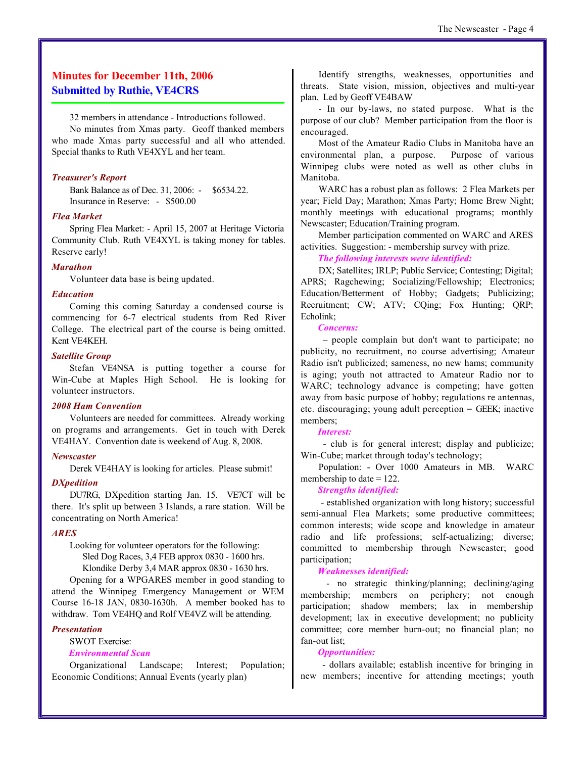## Minutes for December 11th, 2006
### Submitted by Ruthie, VE4CRS

32 members in attendance - Introductions followed.

No minutes from Xmas party. Geoff thanked members who made Xmas party successful and all who attended. Special thanks to Ruth VE4XYL and her team.

#### *Treasurer's Report*

Bank Balance as of Dec. 31, 2006: - $6534.22.
Insurance in Reserve: - $500.00

#### *Flea Market*

Spring Flea Market: - April 15, 2007 at Heritage Victoria Community Club. Ruth VE4XYL is taking money for tables. Reserve early!

#### *Marathon*

Volunteer data base is being updated.

#### *Education*

Coming this coming Saturday a condensed course is commencing for 6-7 electrical students from Red River College. The electrical part of the course is being omitted. Kent VE4KEH.

#### *Satellite Group*

Stefan VE4NSA is putting together a course for Win-Cube at Maples High School. He is looking for volunteer instructors.

#### *2008 Ham Convention*

Volunteers are needed for committees. Already working on programs and arrangements. Get in touch with Derek VE4HAY. Convention date is weekend of Aug. 8, 2008.

#### *Newscaster*

Derek VE4HAY is looking for articles. Please submit!

#### *DXpedition*

DU7RG, DXpedition starting Jan. 15. VE7CT will be there. It's split up between 3 Islands, a rare station. Will be concentrating on North America!

#### *ARES*

Looking for volunteer operators for the following:
Sled Dog Races, 3,4 FEB approx 0830 - 1600 hrs.
Klondike Derby 3,4 MAR approx 0830 - 1630 hrs.

Opening for a WPGARES member in good standing to attend the Winnipeg Emergency Management or WEM Course 16-18 JAN, 0830-1630h. A member booked has to withdraw. Tom VE4HQ and Rolf VE4VZ will be attending.

#### *Presentation*

SWOT Exercise:

***Environmental Scan***

Organizational Landscape; Interest; Population; Economic Conditions; Annual Events (yearly plan)

Identify strengths, weaknesses, opportunities and threats. State vision, mission, objectives and multi-year plan. Led by Geoff VE4BAW

- In our by-laws, no stated purpose. What is the purpose of our club? Member participation from the floor is encouraged.

Most of the Amateur Radio Clubs in Manitoba have an environmental plan, a purpose. Purpose of various Winnipeg clubs were noted as well as other clubs in Manitoba.

WARC has a robust plan as follows: 2 Flea Markets per year; Field Day; Marathon; Xmas Party; Home Brew Night; monthly meetings with educational programs; monthly Newscaster; Education/Training program.

Member participation commented on WARC and ARES activities. Suggestion: - membership survey with prize.

***The following interests were identified:***

DX; Satellites; IRLP; Public Service; Contesting; Digital; APRS; Ragchewing; Socializing/Fellowship; Electronics; Education/Betterment of Hobby; Gadgets; Publicizing; Recruitment; CW; ATV; CQing; Fox Hunting; QRP; Echolink;

***Concerns:***

– people complain but don't want to participate; no publicity, no recruitment, no course advertising; Amateur Radio isn't publicized; sameness, no new hams; community is aging; youth not attracted to Amateur Radio nor to WARC; technology advance is competing; have gotten away from basic purpose of hobby; regulations re antennas, etc. discouraging; young adult perception = GEEK; inactive members;

***Interest:***

- club is for general interest; display and publicize; Win-Cube; market through today's technology;

Population: - Over 1000 Amateurs in MB. WARC membership to date = 122.

***Strengths identified:***

- established organization with long history; successful semi-annual Flea Markets; some productive committees; common interests; wide scope and knowledge in amateur radio and life professions; self-actualizing; diverse; committed to membership through Newscaster; good participation;

***Weaknesses identified:***

- no strategic thinking/planning; declining/aging membership; members on periphery; not enough participation; shadow members; lax in membership development; lax in executive development; no publicity committee; core member burn-out; no financial plan; no fan-out list;

***Opportunities:***

- dollars available; establish incentive for bringing in new members; incentive for attending meetings; youth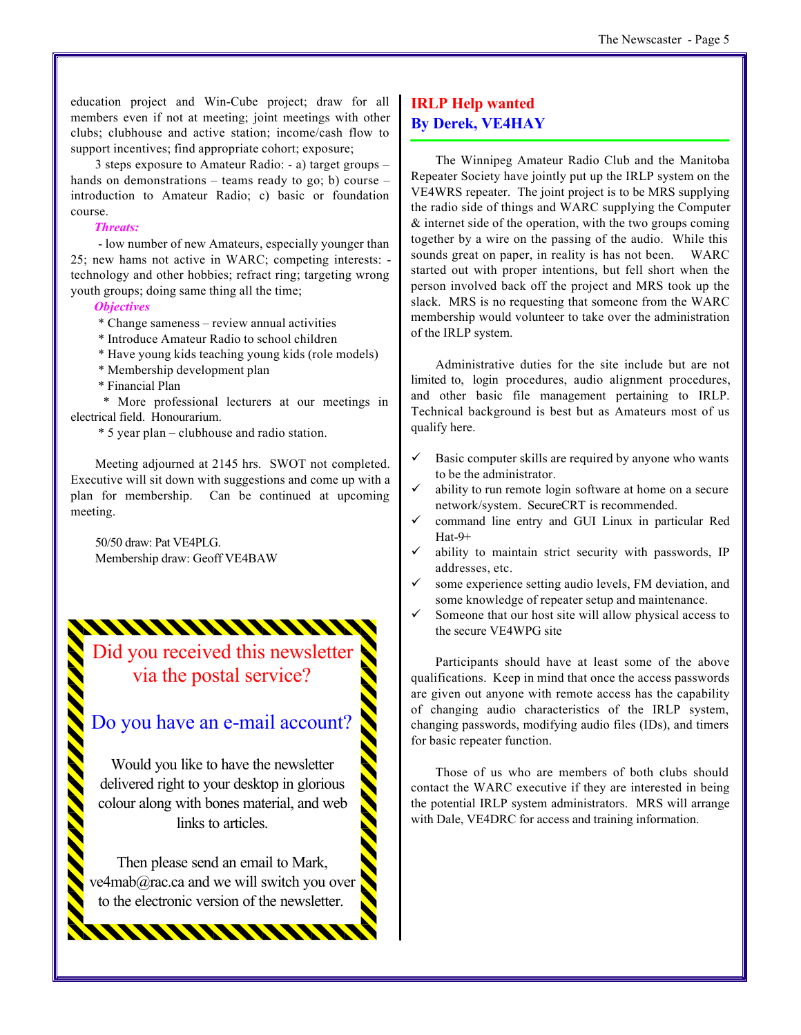education project and Win-Cube project; draw for all members even if not at meeting; joint meetings with other clubs; clubhouse and active station; income/cash flow to support incentives; find appropriate cohort; exposure;

3 steps exposure to Amateur Radio: - a) target groups – hands on demonstrations – teams ready to go; b) course – introduction to Amateur Radio; c) basic or foundation course.

***Threats:***

- low number of new Amateurs, especially younger than 25; new hams not active in WARC; competing interests: - technology and other hobbies; refract ring; targeting wrong youth groups; doing same thing all the time;

***Objectives***

* Change sameness – review annual activities
* Introduce Amateur Radio to school children
* Have young kids teaching young kids (role models)
* Membership development plan
* Financial Plan
* More professional lecturers at our meetings in electrical field. Honourarium.
* 5 year plan – clubhouse and radio station.

Meeting adjourned at 2145 hrs. SWOT not completed. Executive will sit down with suggestions and come up with a plan for membership. Can be continued at upcoming meeting.

50/50 draw: Pat VE4PLG.
Membership draw: Geoff VE4BAW

Did you received this newsletter via the postal service?

Do you have an e-mail account?

Would you like to have the newsletter delivered right to your desktop in glorious colour along with bones material, and web links to articles.

Then please send an email to Mark, ve4mab@rac.ca and we will switch you over to the electronic version of the newsletter.

## IRLP Help wanted
## By Derek, VE4HAY

The Winnipeg Amateur Radio Club and the Manitoba Repeater Society have jointly put up the IRLP system on the VE4WRS repeater. The joint project is to be MRS supplying the radio side of things and WARC supplying the Computer & internet side of the operation, with the two groups coming together by a wire on the passing of the audio. While this sounds great on paper, in reality is has not been. WARC started out with proper intentions, but fell short when the person involved back off the project and MRS took up the slack. MRS is no requesting that someone from the WARC membership would volunteer to take over the administration of the IRLP system.

Administrative duties for the site include but are not limited to, login procedures, audio alignment procedures, and other basic file management pertaining to IRLP. Technical background is best but as Amateurs most of us qualify here.

- ✓ Basic computer skills are required by anyone who wants to be the administrator.
- ✓ ability to run remote login software at home on a secure network/system. SecureCRT is recommended.
- ✓ command line entry and GUI Linux in particular Red Hat-9+
- ✓ ability to maintain strict security with passwords, IP addresses, etc.
- ✓ some experience setting audio levels, FM deviation, and some knowledge of repeater setup and maintenance.
- ✓ Someone that our host site will allow physical access to the secure VE4WPG site

Participants should have at least some of the above qualifications. Keep in mind that once the access passwords are given out anyone with remote access has the capability of changing audio characteristics of the IRLP system, changing passwords, modifying audio files (IDs), and timers for basic repeater function.

Those of us who are members of both clubs should contact the WARC executive if they are interested in being the potential IRLP system administrators. MRS will arrange with Dale, VE4DRC for access and training information.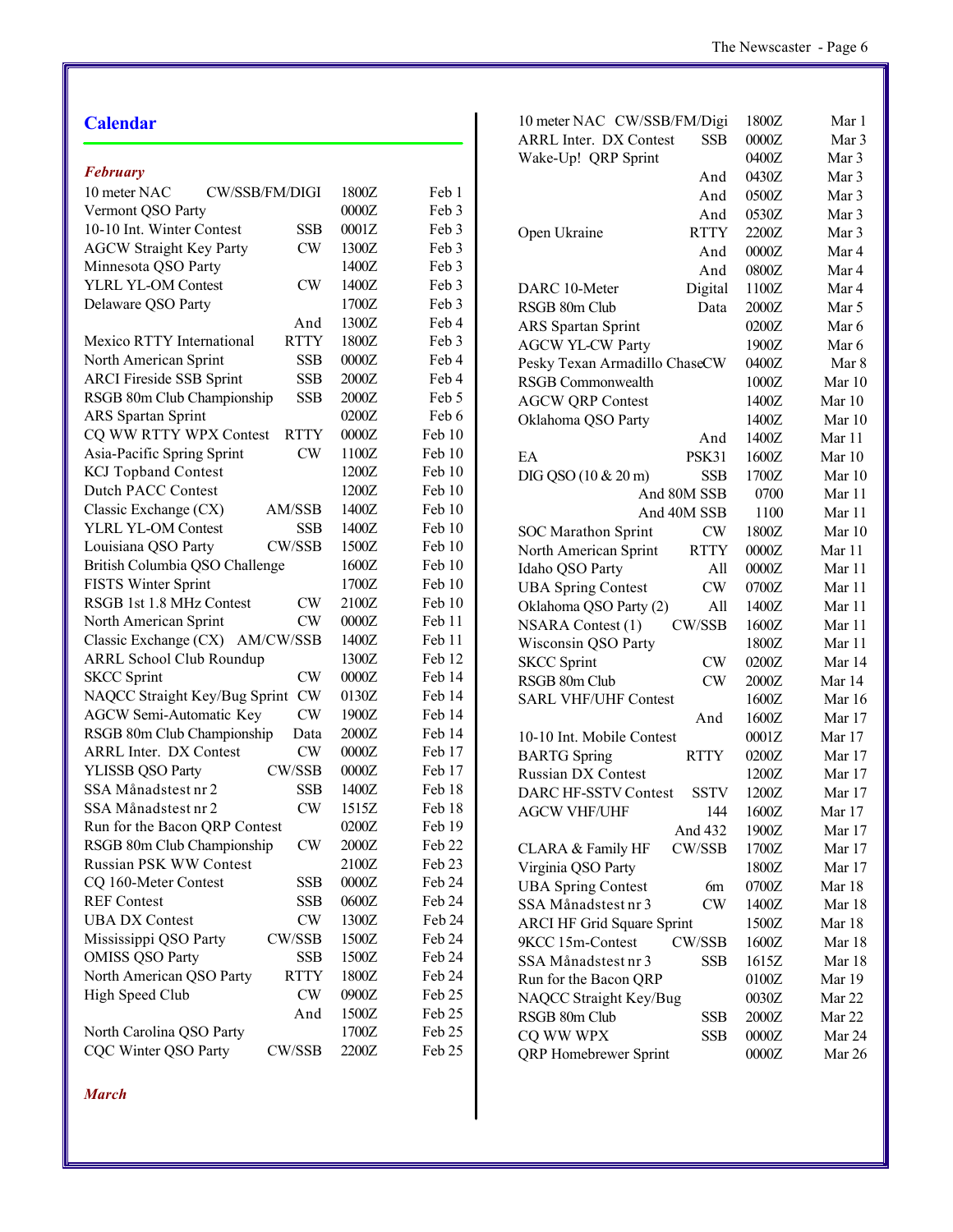## Calendar

***February***

| Event | Mode | Time | Date |
|---|---|---|---|
| 10 meter NAC | CW/SSB/FM/DIGI | 1800Z | Feb 1 |
| Vermont QSO Party | | 0000Z | Feb 3 |
| 10-10 Int. Winter Contest | SSB | 0001Z | Feb 3 |
| AGCW Straight Key Party | CW | 1300Z | Feb 3 |
| Minnesota QSO Party | | 1400Z | Feb 3 |
| YLRL YL-OM Contest | CW | 1400Z | Feb 3 |
| Delaware QSO Party | | 1700Z | Feb 3 |
| | And | 1300Z | Feb 4 |
| Mexico RTTY International | RTTY | 1800Z | Feb 3 |
| North American Sprint | SSB | 0000Z | Feb 4 |
| ARCI Fireside SSB Sprint | SSB | 2000Z | Feb 4 |
| RSGB 80m Club Championship | SSB | 2000Z | Feb 5 |
| ARS Spartan Sprint | | 0200Z | Feb 6 |
| CQ WW RTTY WPX Contest | RTTY | 0000Z | Feb 10 |
| Asia-Pacific Spring Sprint | CW | 1100Z | Feb 10 |
| KCJ Topband Contest | | 1200Z | Feb 10 |
| Dutch PACC Contest | | 1200Z | Feb 10 |
| Classic Exchange (CX) | AM/SSB | 1400Z | Feb 10 |
| YLRL YL-OM Contest | SSB | 1400Z | Feb 10 |
| Louisiana QSO Party | CW/SSB | 1500Z | Feb 10 |
| British Columbia QSO Challenge | | 1600Z | Feb 10 |
| FISTS Winter Sprint | | 1700Z | Feb 10 |
| RSGB 1st 1.8 MHz Contest | CW | 2100Z | Feb 10 |
| North American Sprint | CW | 0000Z | Feb 11 |
| Classic Exchange (CX) | AM/CW/SSB | 1400Z | Feb 11 |
| ARRL School Club Roundup | | 1300Z | Feb 12 |
| SKCC Sprint | CW | 0000Z | Feb 14 |
| NAQCC Straight Key/Bug Sprint | CW | 0130Z | Feb 14 |
| AGCW Semi-Automatic Key | CW | 1900Z | Feb 14 |
| RSGB 80m Club Championship | Data | 2000Z | Feb 14 |
| ARRL Inter. DX Contest | CW | 0000Z | Feb 17 |
| YLISSB QSO Party | CW/SSB | 0000Z | Feb 17 |
| SSA Månadstest nr 2 | SSB | 1400Z | Feb 18 |
| SSA Månadstest nr 2 | CW | 1515Z | Feb 18 |
| Run for the Bacon QRP Contest | | 0200Z | Feb 19 |
| RSGB 80m Club Championship | CW | 2000Z | Feb 22 |
| Russian PSK WW Contest | | 2100Z | Feb 23 |
| CQ 160-Meter Contest | SSB | 0000Z | Feb 24 |
| REF Contest | SSB | 0600Z | Feb 24 |
| UBA DX Contest | CW | 1300Z | Feb 24 |
| Mississippi QSO Party | CW/SSB | 1500Z | Feb 24 |
| OMISS QSO Party | SSB | 1500Z | Feb 24 |
| North American QSO Party | RTTY | 1800Z | Feb 24 |
| High Speed Club | CW | 0900Z | Feb 25 |
| | And | 1500Z | Feb 25 |
| North Carolina QSO Party | | 1700Z | Feb 25 |
| CQC Winter QSO Party | CW/SSB | 2200Z | Feb 25 |

***March***

| Event | Mode | Time | Date |
|---|---|---|---|
| 10 meter NAC | CW/SSB/FM/Digi | 1800Z | Mar 1 |
| ARRL Inter. DX Contest | SSB | 0000Z | Mar 3 |
| Wake-Up! QRP Sprint | | 0400Z | Mar 3 |
| | And | 0430Z | Mar 3 |
| | And | 0500Z | Mar 3 |
| | And | 0530Z | Mar 3 |
| Open Ukraine | RTTY | 2200Z | Mar 3 |
| | And | 0000Z | Mar 4 |
| | And | 0800Z | Mar 4 |
| DARC 10-Meter | Digital | 1100Z | Mar 4 |
| RSGB 80m Club | Data | 2000Z | Mar 5 |
| ARS Spartan Sprint | | 0200Z | Mar 6 |
| AGCW YL-CW Party | | 1900Z | Mar 6 |
| Pesky Texan Armadillo Chase | CW | 0400Z | Mar 8 |
| RSGB Commonwealth | | 1000Z | Mar 10 |
| AGCW QRP Contest | | 1400Z | Mar 10 |
| Oklahoma QSO Party | | 1400Z | Mar 10 |
| | And | 1400Z | Mar 11 |
| EA | PSK31 | 1600Z | Mar 10 |
| DIG QSO (10 & 20 m) | SSB | 1700Z | Mar 10 |
| | And 80M SSB | 0700 | Mar 11 |
| | And 40M SSB | 1100 | Mar 11 |
| SOC Marathon Sprint | CW | 1800Z | Mar 10 |
| North American Sprint | RTTY | 0000Z | Mar 11 |
| Idaho QSO Party | All | 0000Z | Mar 11 |
| UBA Spring Contest | CW | 0700Z | Mar 11 |
| Oklahoma QSO Party (2) | All | 1400Z | Mar 11 |
| NSARA Contest (1) | CW/SSB | 1600Z | Mar 11 |
| Wisconsin QSO Party | | 1800Z | Mar 11 |
| SKCC Sprint | CW | 0200Z | Mar 14 |
| RSGB 80m Club | CW | 2000Z | Mar 14 |
| SARL VHF/UHF Contest | | 1600Z | Mar 16 |
| | And | 1600Z | Mar 17 |
| 10-10 Int. Mobile Contest | | 0001Z | Mar 17 |
| BARTG Spring | RTTY | 0200Z | Mar 17 |
| Russian DX Contest | | 1200Z | Mar 17 |
| DARC HF-SSTV Contest | SSTV | 1200Z | Mar 17 |
| AGCW VHF/UHF | 144 | 1600Z | Mar 17 |
| | And 432 | 1900Z | Mar 17 |
| CLARA & Family HF | CW/SSB | 1700Z | Mar 17 |
| Virginia QSO Party | | 1800Z | Mar 17 |
| UBA Spring Contest | 6m | 0700Z | Mar 18 |
| SSA Månadstest nr 3 | CW | 1400Z | Mar 18 |
| ARCI HF Grid Square Sprint | | 1500Z | Mar 18 |
| 9KCC 15m-Contest | CW/SSB | 1600Z | Mar 18 |
| SSA Månadstest nr 3 | SSB | 1615Z | Mar 18 |
| Run for the Bacon QRP | | 0100Z | Mar 19 |
| NAQCC Straight Key/Bug | | 0030Z | Mar 22 |
| RSGB 80m Club | SSB | 2000Z | Mar 22 |
| CQ WW WPX | SSB | 0000Z | Mar 24 |
| QRP Homebrewer Sprint | | 0000Z | Mar 26 |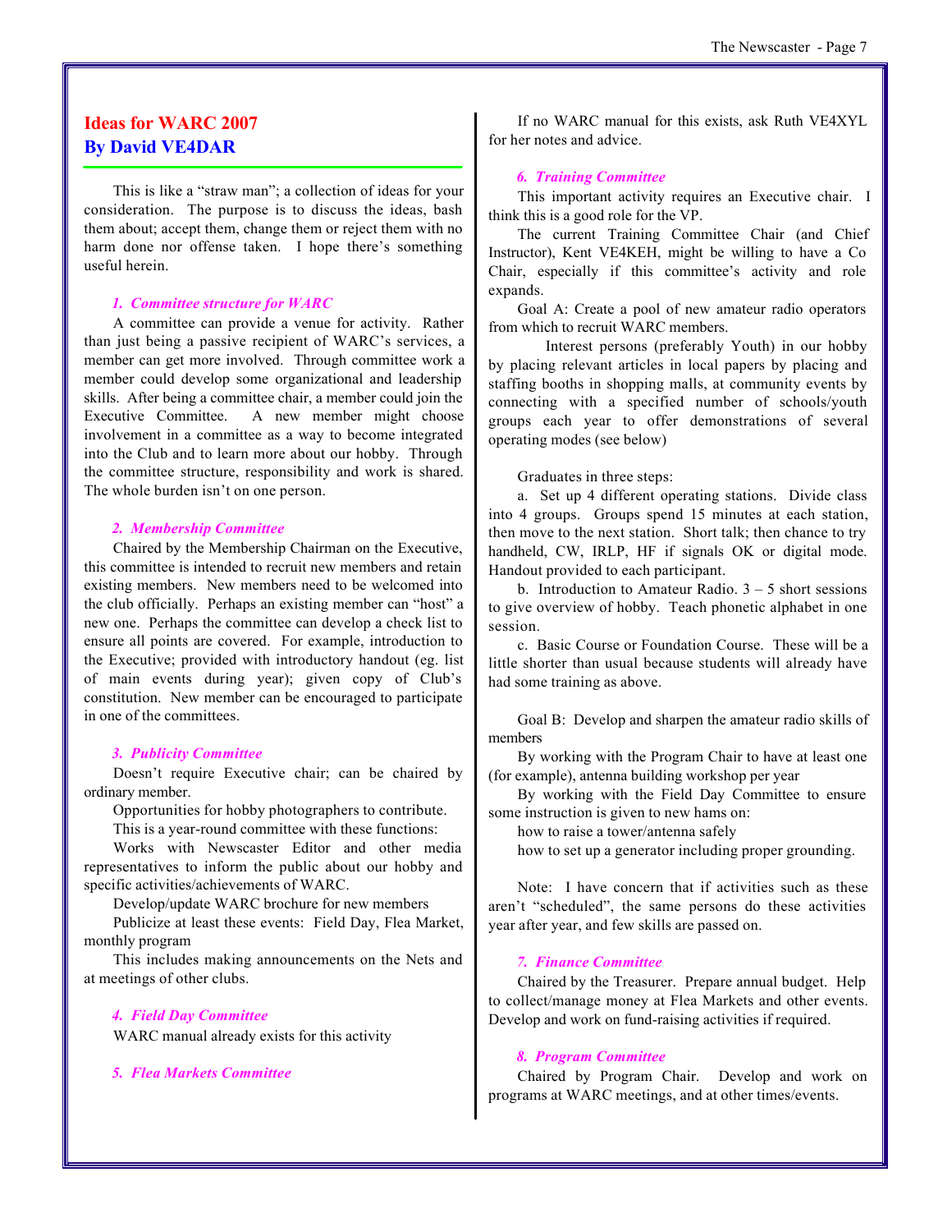## Ideas for WARC 2007
### By David VE4DAR

This is like a "straw man"; a collection of ideas for your consideration. The purpose is to discuss the ideas, bash them about; accept them, change them or reject them with no harm done nor offense taken. I hope there's something useful herein.

***1. Committee structure for WARC***

A committee can provide a venue for activity. Rather than just being a passive recipient of WARC's services, a member can get more involved. Through committee work a member could develop some organizational and leadership skills. After being a committee chair, a member could join the Executive Committee. A new member might choose involvement in a committee as a way to become integrated into the Club and to learn more about our hobby. Through the committee structure, responsibility and work is shared. The whole burden isn't on one person.

***2. Membership Committee***

Chaired by the Membership Chairman on the Executive, this committee is intended to recruit new members and retain existing members. New members need to be welcomed into the club officially. Perhaps an existing member can "host" a new one. Perhaps the committee can develop a check list to ensure all points are covered. For example, introduction to the Executive; provided with introductory handout (eg. list of main events during year); given copy of Club's constitution. New member can be encouraged to participate in one of the committees.

***3. Publicity Committee***

Doesn't require Executive chair; can be chaired by ordinary member.

Opportunities for hobby photographers to contribute.

This is a year-round committee with these functions:

Works with Newscaster Editor and other media representatives to inform the public about our hobby and specific activities/achievements of WARC.

Develop/update WARC brochure for new members

Publicize at least these events: Field Day, Flea Market, monthly program

This includes making announcements on the Nets and at meetings of other clubs.

***4. Field Day Committee***

WARC manual already exists for this activity

***5. Flea Markets Committee***

If no WARC manual for this exists, ask Ruth VE4XYL for her notes and advice.

***6. Training Committee***

This important activity requires an Executive chair. I think this is a good role for the VP.

The current Training Committee Chair (and Chief Instructor), Kent VE4KEH, might be willing to have a Co Chair, especially if this committee's activity and role expands.

Goal A: Create a pool of new amateur radio operators from which to recruit WARC members.

Interest persons (preferably Youth) in our hobby by placing relevant articles in local papers by placing and staffing booths in shopping malls, at community events by connecting with a specified number of schools/youth groups each year to offer demonstrations of several operating modes (see below)

Graduates in three steps:

a. Set up 4 different operating stations. Divide class into 4 groups. Groups spend 15 minutes at each station, then move to the next station. Short talk; then chance to try handheld, CW, IRLP, HF if signals OK or digital mode. Handout provided to each participant.

b. Introduction to Amateur Radio. 3 – 5 short sessions to give overview of hobby. Teach phonetic alphabet in one session.

c. Basic Course or Foundation Course. These will be a little shorter than usual because students will already have had some training as above.

Goal B: Develop and sharpen the amateur radio skills of members

By working with the Program Chair to have at least one (for example), antenna building workshop per year

By working with the Field Day Committee to ensure some instruction is given to new hams on:

how to raise a tower/antenna safely

how to set up a generator including proper grounding.

Note: I have concern that if activities such as these aren't "scheduled", the same persons do these activities year after year, and few skills are passed on.

***7. Finance Committee***

Chaired by the Treasurer. Prepare annual budget. Help to collect/manage money at Flea Markets and other events. Develop and work on fund-raising activities if required.

***8. Program Committee***

Chaired by Program Chair. Develop and work on programs at WARC meetings, and at other times/events.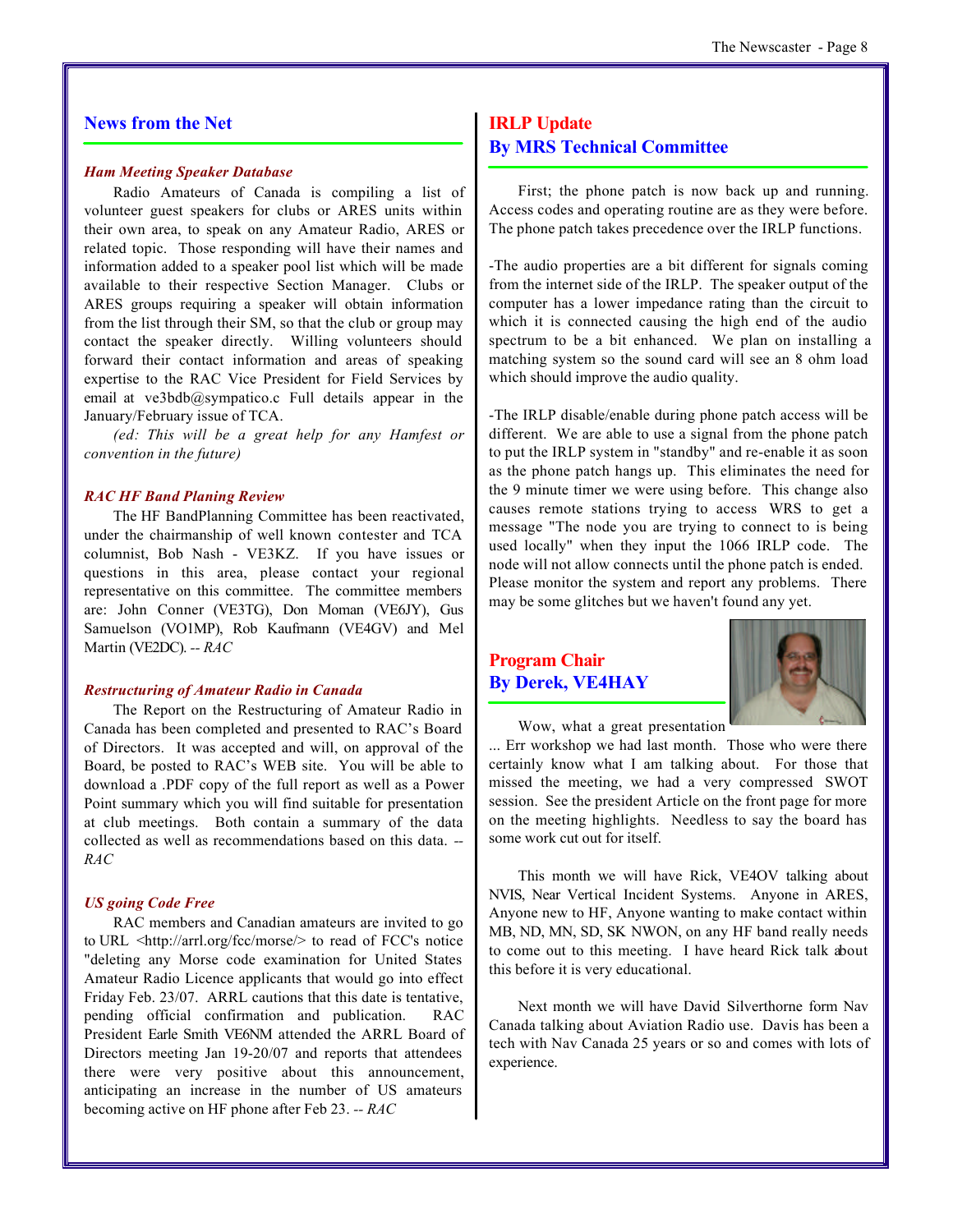## News from the Net

### *Ham Meeting Speaker Database*

Radio Amateurs of Canada is compiling a list of volunteer guest speakers for clubs or ARES units within their own area, to speak on any Amateur Radio, ARES or related topic. Those responding will have their names and information added to a speaker pool list which will be made available to their respective Section Manager. Clubs or ARES groups requiring a speaker will obtain information from the list through their SM, so that the club or group may contact the speaker directly. Willing volunteers should forward their contact information and areas of speaking expertise to the RAC Vice President for Field Services by email at ve3bdb@sympatico.c Full details appear in the January/February issue of TCA.

*(ed: This will be a great help for any Hamfest or convention in the future)*

### *RAC HF Band Planing Review*

The HF BandPlanning Committee has been reactivated, under the chairmanship of well known contester and TCA columnist, Bob Nash - VE3KZ. If you have issues or questions in this area, please contact your regional representative on this committee. The committee members are: John Conner (VE3TG), Don Moman (VE6JY), Gus Samuelson (VO1MP), Rob Kaufmann (VE4GV) and Mel Martin (VE2DC). -- *RAC*

### *Restructuring of Amateur Radio in Canada*

The Report on the Restructuring of Amateur Radio in Canada has been completed and presented to RAC's Board of Directors. It was accepted and will, on approval of the Board, be posted to RAC's WEB site. You will be able to download a .PDF copy of the full report as well as a Power Point summary which you will find suitable for presentation at club meetings. Both contain a summary of the data collected as well as recommendations based on this data. -- *RAC*

### *US going Code Free*

RAC members and Canadian amateurs are invited to go to URL <http://arrl.org/fcc/morse/> to read of FCC's notice "deleting any Morse code examination for United States Amateur Radio Licence applicants that would go into effect Friday Feb. 23/07. ARRL cautions that this date is tentative, pending official confirmation and publication. RAC President Earle Smith VE6NM attended the ARRL Board of Directors meeting Jan 19-20/07 and reports that attendees there were very positive about this announcement, anticipating an increase in the number of US amateurs becoming active on HF phone after Feb 23. -- *RAC*

## IRLP Update
## By MRS Technical Committee

First; the phone patch is now back up and running. Access codes and operating routine are as they were before. The phone patch takes precedence over the IRLP functions.

-The audio properties are a bit different for signals coming from the internet side of the IRLP. The speaker output of the computer has a lower impedance rating than the circuit to which it is connected causing the high end of the audio spectrum to be a bit enhanced. We plan on installing a matching system so the sound card will see an 8 ohm load which should improve the audio quality.

-The IRLP disable/enable during phone patch access will be different. We are able to use a signal from the phone patch to put the IRLP system in "standby" and re-enable it as soon as the phone patch hangs up. This eliminates the need for the 9 minute timer we were using before. This change also causes remote stations trying to access WRS to get a message "The node you are trying to connect to is being used locally" when they input the 1066 IRLP code. The node will not allow connects until the phone patch is ended. Please monitor the system and report any problems. There may be some glitches but we haven't found any yet.

## Program Chair
## By Derek, VE4HAY

Wow, what a great presentation ... Err workshop we had last month. Those who were there certainly know what I am talking about. For those that missed the meeting, we had a very compressed SWOT session. See the president Article on the front page for more on the meeting highlights. Needless to say the board has some work cut out for itself.

This month we will have Rick, VE4OV talking about NVIS, Near Vertical Incident Systems. Anyone in ARES, Anyone new to HF, Anyone wanting to make contact within MB, ND, MN, SD, SK NWON, on any HF band really needs to come out to this meeting. I have heard Rick talk about this before it is very educational.

Next month we will have David Silverthorne form Nav Canada talking about Aviation Radio use. Davis has been a tech with Nav Canada 25 years or so and comes with lots of experience.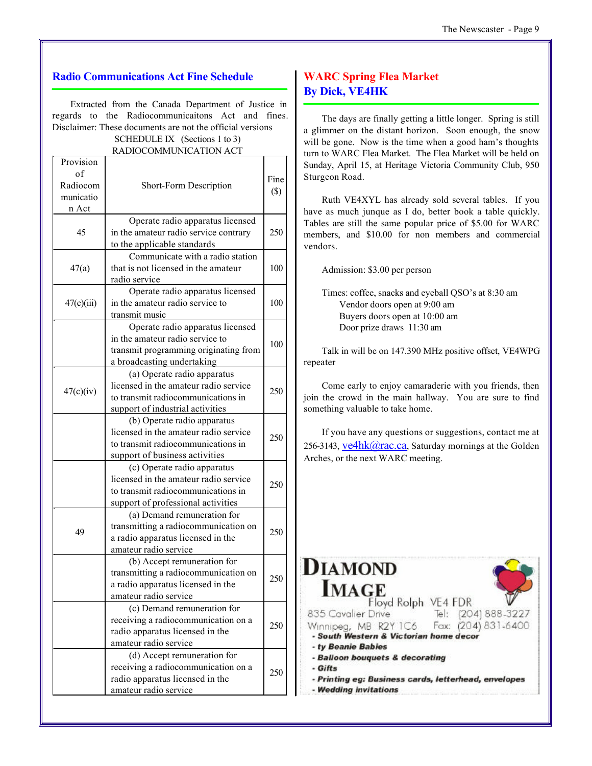## Radio Communications Act Fine Schedule

Extracted from the Canada Department of Justice in regards to the Radiocommunicaitons Act and fines. Disclaimer: These documents are not the official versions

SCHEDULE IX (Sections 1 to 3)
RADIOCOMMUNICATION ACT

| Provision of Radiocommunication Act | Short-Form Description | Fine ($) |
|---|---|---|
| 45 | Operate radio apparatus licensed in the amateur radio service contrary to the applicable standards | 250 |
| 47(a) | Communicate with a radio station that is not licensed in the amateur radio service | 100 |
| 47(c)(iii) | Operate radio apparatus licensed in the amateur radio service to transmit music | 100 |
| | Operate radio apparatus licensed in the amateur radio service to transmit programming originating from a broadcasting undertaking | 100 |
| 47(c)(iv) | (a) Operate radio apparatus licensed in the amateur radio service to transmit radiocommunications in support of industrial activities | 250 |
| | (b) Operate radio apparatus licensed in the amateur radio service to transmit radiocommunications in support of business activities | 250 |
| | (c) Operate radio apparatus licensed in the amateur radio service to transmit radiocommunications in support of professional activities | 250 |
| 49 | (a) Demand remuneration for transmitting a radiocommunication on a radio apparatus licensed in the amateur radio service | 250 |
| | (b) Accept remuneration for transmitting a radiocommunication on a radio apparatus licensed in the amateur radio service | 250 |
| | (c) Demand remuneration for receiving a radiocommunication on a radio apparatus licensed in the amateur radio service | 250 |
| | (d) Accept remuneration for receiving a radiocommunication on a radio apparatus licensed in the amateur radio service | 250 |

## WARC Spring Flea Market
### By Dick, VE4HK

The days are finally getting a little longer. Spring is still a glimmer on the distant horizon. Soon enough, the snow will be gone. Now is the time when a good ham's thoughts turn to WARC Flea Market. The Flea Market will be held on Sunday, April 15, at Heritage Victoria Community Club, 950 Sturgeon Road.

Ruth VE4XYL has already sold several tables. If you have as much junque as I do, better book a table quickly. Tables are still the same popular price of $5.00 for WARC members, and $10.00 for non members and commercial vendors.

Admission: $3.00 per person

Times: coffee, snacks and eyeball QSO's at 8:30 am
Vendor doors open at 9:00 am
Buyers doors open at 10:00 am
Door prize draws 11:30 am

Talk in will be on 147.390 MHz positive offset, VE4WPG repeater

Come early to enjoy camaraderie with you friends, then join the crowd in the main hallway. You are sure to find something valuable to take home.

If you have any questions or suggestions, contact me at 256-3143, ve4hk@rac.ca, Saturday mornings at the Golden Arches, or the next WARC meeting.

**DIAMOND IMAGE**
Floyd Rolph VE4 FDR
835 Cavalier Drive Tel: (204) 888-3227
Winnipeg, MB R2Y 1C6 Fax: (204) 831-6400

- *South Western & Victorian home decor*
- *ty Beanie Babies*
- *Balloon bouquets & decorating*
- *Gifts*
- *Printing eg: Business cards, letterhead, envelopes*
- *Wedding invitations*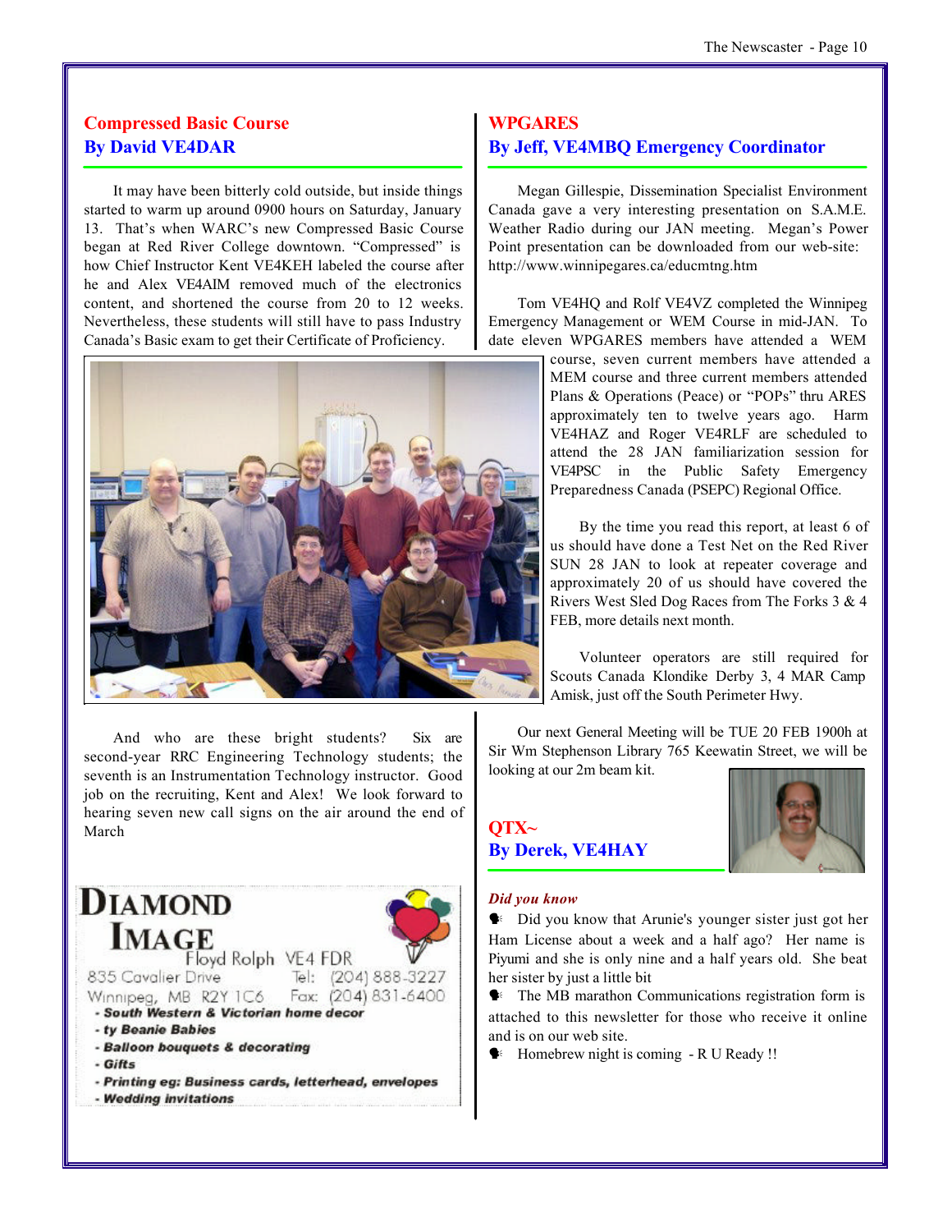## Compressed Basic Course
## By David VE4DAR

It may have been bitterly cold outside, but inside things started to warm up around 0900 hours on Saturday, January 13. That's when WARC's new Compressed Basic Course began at Red River College downtown. "Compressed" is how Chief Instructor Kent VE4KEH labeled the course after he and Alex VE4AIM removed much of the electronics content, and shortened the course from 20 to 12 weeks. Nevertheless, these students will still have to pass Industry Canada's Basic exam to get their Certificate of Proficiency.

And who are these bright students? Six are second-year RRC Engineering Technology students; the seventh is an Instrumentation Technology instructor. Good job on the recruiting, Kent and Alex! We look forward to hearing seven new call signs on the air around the end of March

**DIAMOND IMAGE**

Floyd Rolph VE4 FDR

835 Cavalier Drive
Winnipeg, MB R2Y 1C6

Tel: (204) 888-3227
Fax: (204) 831-6400

- South Western & Victorian home decor
- ty Beanie Babies
- Balloon bouquets & decorating
- Gifts
- Printing eg: Business cards, letterhead, envelopes
- Wedding invitations

## WPGARES
## By Jeff, VE4MBQ Emergency Coordinator

Megan Gillespie, Dissemination Specialist Environment Canada gave a very interesting presentation on S.A.M.E. Weather Radio during our JAN meeting. Megan's Power Point presentation can be downloaded from our web-site: http://www.winnipegares.ca/educmtng.htm

Tom VE4HQ and Rolf VE4VZ completed the Winnipeg Emergency Management or WEM Course in mid-JAN. To date eleven WPGARES members have attended a WEM course, seven current members have attended a MEM course and three current members attended Plans & Operations (Peace) or "POPs" thru ARES approximately ten to twelve years ago. Harm VE4HAZ and Roger VE4RLF are scheduled to attend the 28 JAN familiarization session for VE4PSC in the Public Safety Emergency Preparedness Canada (PSEPC) Regional Office.

By the time you read this report, at least 6 of us should have done a Test Net on the Red River SUN 28 JAN to look at repeater coverage and approximately 20 of us should have covered the Rivers West Sled Dog Races from The Forks 3 & 4 FEB, more details next month.

Volunteer operators are still required for Scouts Canada Klondike Derby 3, 4 MAR Camp Amisk, just off the South Perimeter Hwy.

Our next General Meeting will be TUE 20 FEB 1900h at Sir Wm Stephenson Library 765 Keewatin Street, we will be looking at our 2m beam kit.

## QTX~
## By Derek, VE4HAY

***Did you know***

- Did you know that Arunie's younger sister just got her Ham License about a week and a half ago? Her name is Piyumi and she is only nine and a half years old. She beat her sister by just a little bit
- The MB marathon Communications registration form is attached to this newsletter for those who receive it online and is on our web site.
- Homebrew night is coming - R U Ready !!